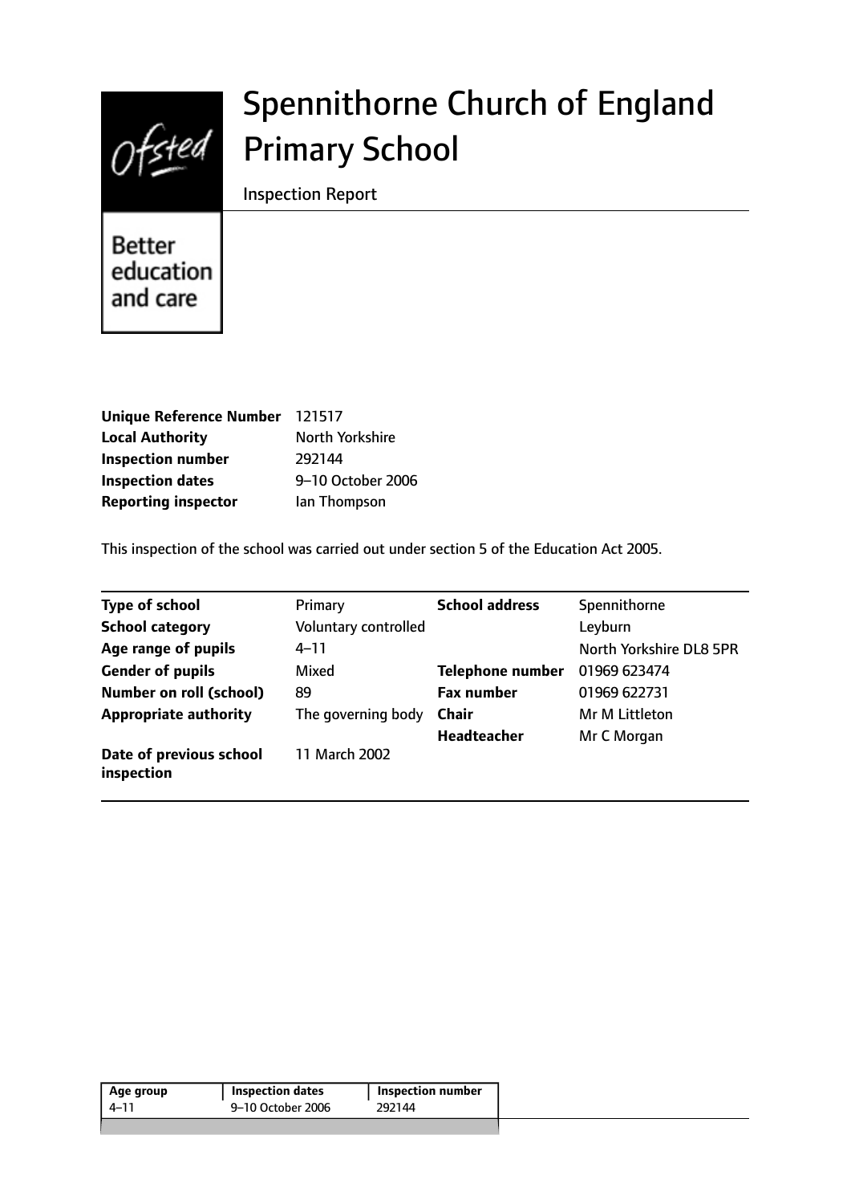# Spennithorne Church of England Primary School

Inspection Report

Ofsted

Better education and care

| | |
|---|---|
| **Unique Reference Number** | 121517 |
| **Local Authority** | North Yorkshire |
| **Inspection number** | 292144 |
| **Inspection dates** | 9–10 October 2006 |
| **Reporting inspector** | Ian Thompson |

This inspection of the school was carried out under section 5 of the Education Act 2005.

| | | | |
|---|---|---|---|
| **Type of school** | Primary | **School address** | Spennithorne |
| **School category** | Voluntary controlled | | Leyburn |
| **Age range of pupils** | 4–11 | | North Yorkshire DL8 5PR |
| **Gender of pupils** | Mixed | **Telephone number** | 01969 623474 |
| **Number on roll (school)** | 89 | **Fax number** | 01969 622731 |
| **Appropriate authority** | The governing body | **Chair** | Mr M Littleton |
| | | **Headteacher** | Mr C Morgan |
| **Date of previous school inspection** | 11 March 2002 | | |

| Age group | Inspection dates | Inspection number |
|---|---|---|
| 4–11 | 9–10 October 2006 | 292144 |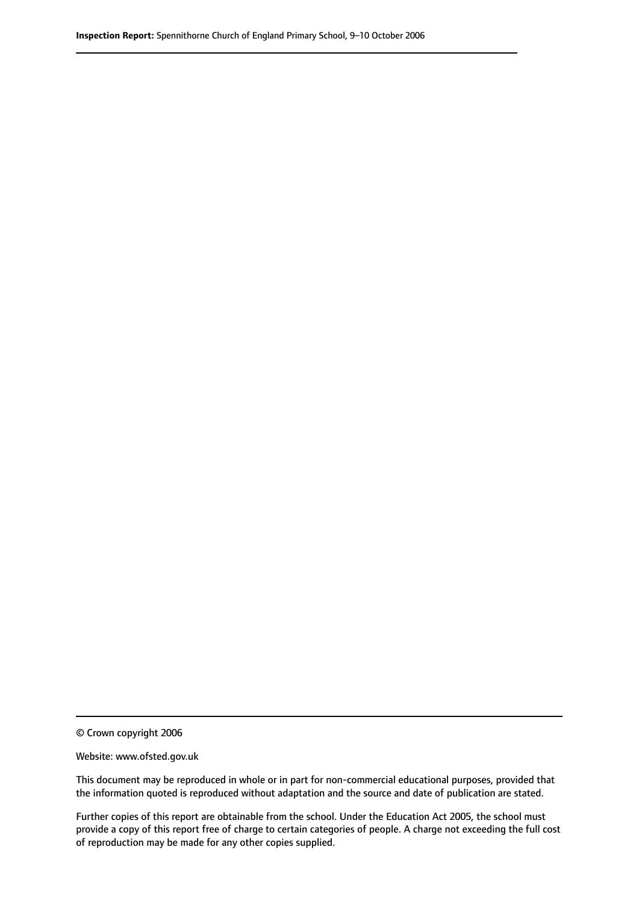© Crown copyright 2006

Website: www.ofsted.gov.uk

This document may be reproduced in whole or in part for non-commercial educational purposes, provided that the information quoted is reproduced without adaptation and the source and date of publication are stated.

Further copies of this report are obtainable from the school. Under the Education Act 2005, the school must provide a copy of this report free of charge to certain categories of people. A charge not exceeding the full cost of reproduction may be made for any other copies supplied.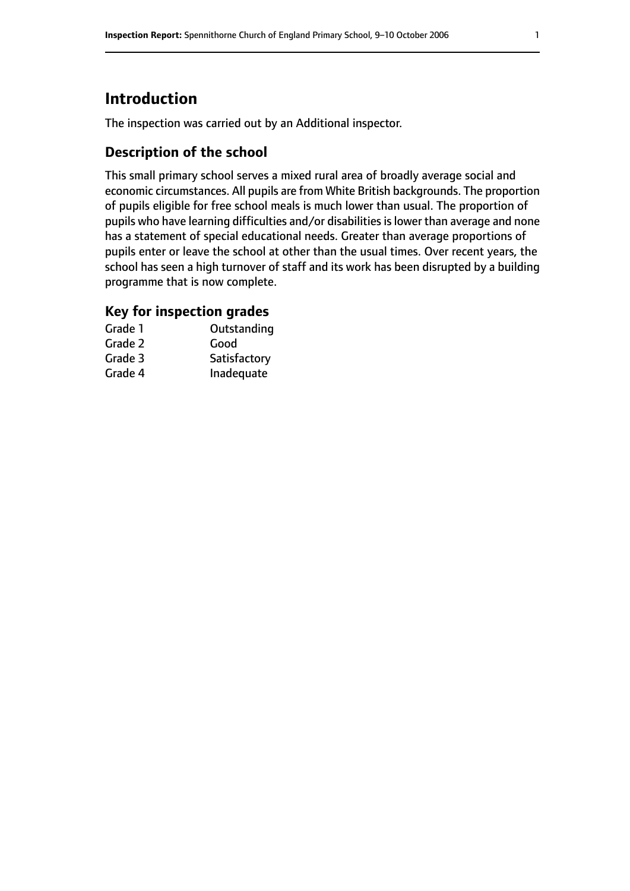# Introduction

The inspection was carried out by an Additional inspector.

## Description of the school

This small primary school serves a mixed rural area of broadly average social and economic circumstances. All pupils are from White British backgrounds. The proportion of pupils eligible for free school meals is much lower than usual. The proportion of pupils who have learning difficulties and/or disabilities is lower than average and none has a statement of special educational needs. Greater than average proportions of pupils enter or leave the school at other than the usual times. Over recent years, the school has seen a high turnover of staff and its work has been disrupted by a building programme that is now complete.

## Key for inspection grades

| | |
|---|---|
| Grade 1 | Outstanding |
| Grade 2 | Good |
| Grade 3 | Satisfactory |
| Grade 4 | Inadequate |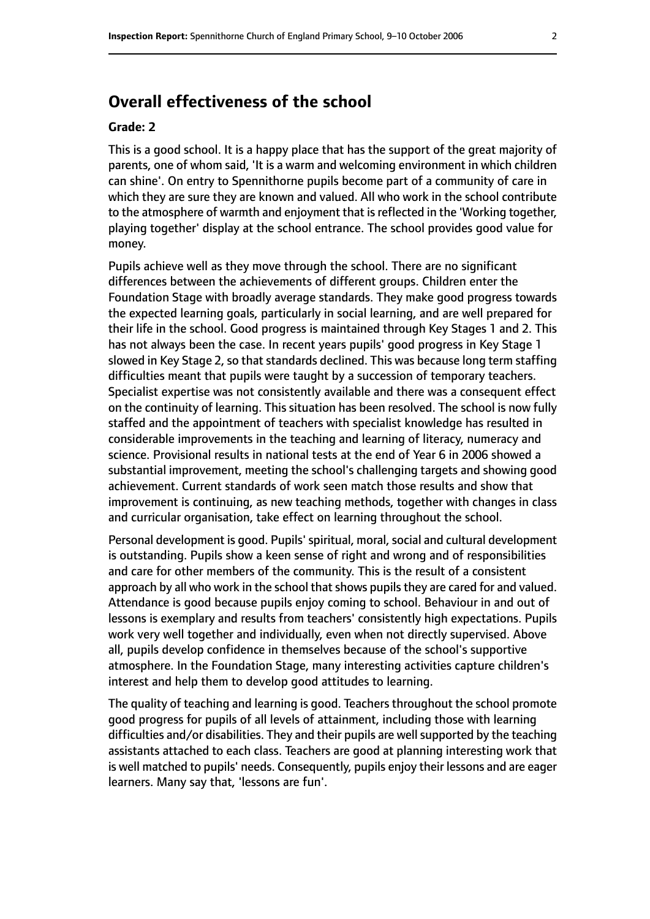## Overall effectiveness of the school

### Grade: 2

This is a good school. It is a happy place that has the support of the great majority of parents, one of whom said, 'It is a warm and welcoming environment in which children can shine'. On entry to Spennithorne pupils become part of a community of care in which they are sure they are known and valued. All who work in the school contribute to the atmosphere of warmth and enjoyment that is reflected in the 'Working together, playing together' display at the school entrance. The school provides good value for money.

Pupils achieve well as they move through the school. There are no significant differences between the achievements of different groups. Children enter the Foundation Stage with broadly average standards. They make good progress towards the expected learning goals, particularly in social learning, and are well prepared for their life in the school. Good progress is maintained through Key Stages 1 and 2. This has not always been the case. In recent years pupils' good progress in Key Stage 1 slowed in Key Stage 2, so that standards declined. This was because long term staffing difficulties meant that pupils were taught by a succession of temporary teachers. Specialist expertise was not consistently available and there was a consequent effect on the continuity of learning. This situation has been resolved. The school is now fully staffed and the appointment of teachers with specialist knowledge has resulted in considerable improvements in the teaching and learning of literacy, numeracy and science. Provisional results in national tests at the end of Year 6 in 2006 showed a substantial improvement, meeting the school's challenging targets and showing good achievement. Current standards of work seen match those results and show that improvement is continuing, as new teaching methods, together with changes in class and curricular organisation, take effect on learning throughout the school.

Personal development is good. Pupils' spiritual, moral, social and cultural development is outstanding. Pupils show a keen sense of right and wrong and of responsibilities and care for other members of the community. This is the result of a consistent approach by all who work in the school that shows pupils they are cared for and valued. Attendance is good because pupils enjoy coming to school. Behaviour in and out of lessons is exemplary and results from teachers' consistently high expectations. Pupils work very well together and individually, even when not directly supervised. Above all, pupils develop confidence in themselves because of the school's supportive atmosphere. In the Foundation Stage, many interesting activities capture children's interest and help them to develop good attitudes to learning.

The quality of teaching and learning is good. Teachers throughout the school promote good progress for pupils of all levels of attainment, including those with learning difficulties and/or disabilities. They and their pupils are well supported by the teaching assistants attached to each class. Teachers are good at planning interesting work that is well matched to pupils' needs. Consequently, pupils enjoy their lessons and are eager learners. Many say that, 'lessons are fun'.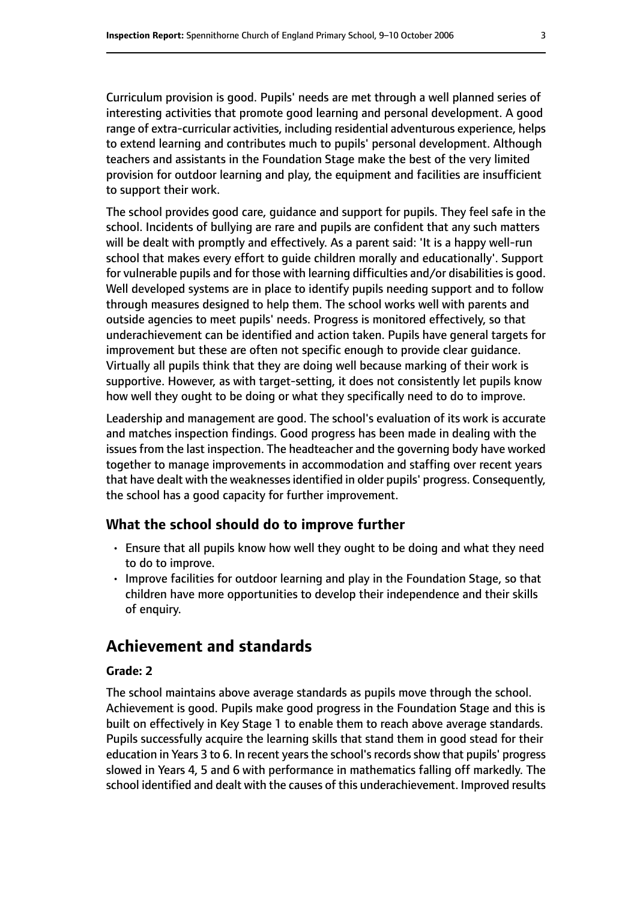Curriculum provision is good. Pupils' needs are met through a well planned series of interesting activities that promote good learning and personal development. A good range of extra-curricular activities, including residential adventurous experience, helps to extend learning and contributes much to pupils' personal development. Although teachers and assistants in the Foundation Stage make the best of the very limited provision for outdoor learning and play, the equipment and facilities are insufficient to support their work.

The school provides good care, guidance and support for pupils. They feel safe in the school. Incidents of bullying are rare and pupils are confident that any such matters will be dealt with promptly and effectively. As a parent said: 'It is a happy well-run school that makes every effort to guide children morally and educationally'. Support for vulnerable pupils and for those with learning difficulties and/or disabilities is good. Well developed systems are in place to identify pupils needing support and to follow through measures designed to help them. The school works well with parents and outside agencies to meet pupils' needs. Progress is monitored effectively, so that underachievement can be identified and action taken. Pupils have general targets for improvement but these are often not specific enough to provide clear guidance. Virtually all pupils think that they are doing well because marking of their work is supportive. However, as with target-setting, it does not consistently let pupils know how well they ought to be doing or what they specifically need to do to improve.

Leadership and management are good. The school's evaluation of its work is accurate and matches inspection findings. Good progress has been made in dealing with the issues from the last inspection. The headteacher and the governing body have worked together to manage improvements in accommodation and staffing over recent years that have dealt with the weaknesses identified in older pupils' progress. Consequently, the school has a good capacity for further improvement.

### What the school should do to improve further

- Ensure that all pupils know how well they ought to be doing and what they need to do to improve.
- Improve facilities for outdoor learning and play in the Foundation Stage, so that children have more opportunities to develop their independence and their skills of enquiry.

## Achievement and standards

#### Grade: 2

The school maintains above average standards as pupils move through the school. Achievement is good. Pupils make good progress in the Foundation Stage and this is built on effectively in Key Stage 1 to enable them to reach above average standards. Pupils successfully acquire the learning skills that stand them in good stead for their education in Years 3 to 6. In recent years the school's records show that pupils' progress slowed in Years 4, 5 and 6 with performance in mathematics falling off markedly. The school identified and dealt with the causes of this underachievement. Improved results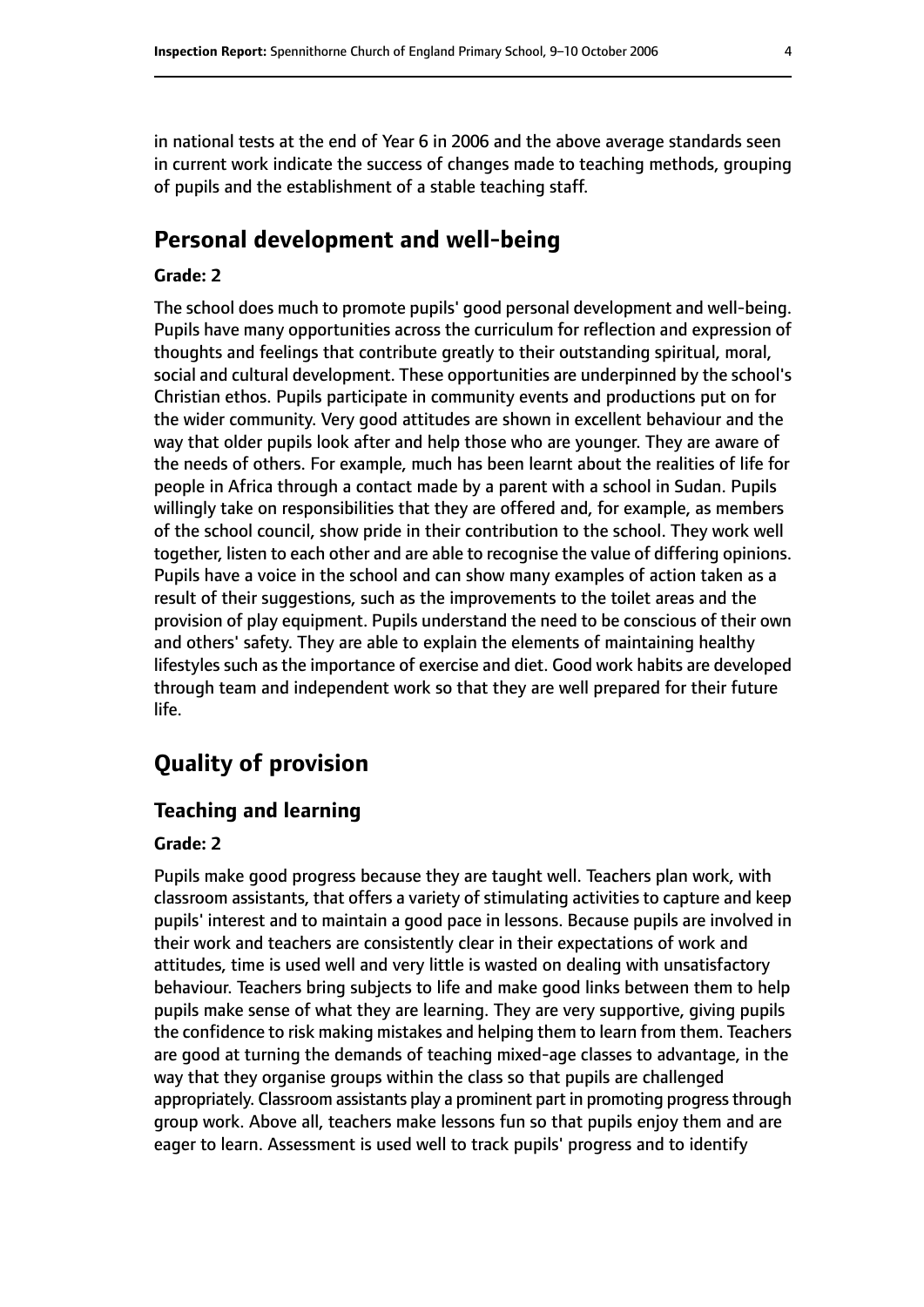in national tests at the end of Year 6 in 2006 and the above average standards seen in current work indicate the success of changes made to teaching methods, grouping of pupils and the establishment of a stable teaching staff.

## Personal development and well-being

**Grade: 2**

The school does much to promote pupils' good personal development and well-being. Pupils have many opportunities across the curriculum for reflection and expression of thoughts and feelings that contribute greatly to their outstanding spiritual, moral, social and cultural development. These opportunities are underpinned by the school's Christian ethos. Pupils participate in community events and productions put on for the wider community. Very good attitudes are shown in excellent behaviour and the way that older pupils look after and help those who are younger. They are aware of the needs of others. For example, much has been learnt about the realities of life for people in Africa through a contact made by a parent with a school in Sudan. Pupils willingly take on responsibilities that they are offered and, for example, as members of the school council, show pride in their contribution to the school. They work well together, listen to each other and are able to recognise the value of differing opinions. Pupils have a voice in the school and can show many examples of action taken as a result of their suggestions, such as the improvements to the toilet areas and the provision of play equipment. Pupils understand the need to be conscious of their own and others' safety. They are able to explain the elements of maintaining healthy lifestyles such as the importance of exercise and diet. Good work habits are developed through team and independent work so that they are well prepared for their future life.

# Quality of provision

## Teaching and learning

**Grade: 2**

Pupils make good progress because they are taught well. Teachers plan work, with classroom assistants, that offers a variety of stimulating activities to capture and keep pupils' interest and to maintain a good pace in lessons. Because pupils are involved in their work and teachers are consistently clear in their expectations of work and attitudes, time is used well and very little is wasted on dealing with unsatisfactory behaviour. Teachers bring subjects to life and make good links between them to help pupils make sense of what they are learning. They are very supportive, giving pupils the confidence to risk making mistakes and helping them to learn from them. Teachers are good at turning the demands of teaching mixed-age classes to advantage, in the way that they organise groups within the class so that pupils are challenged appropriately. Classroom assistants play a prominent part in promoting progress through group work. Above all, teachers make lessons fun so that pupils enjoy them and are eager to learn. Assessment is used well to track pupils' progress and to identify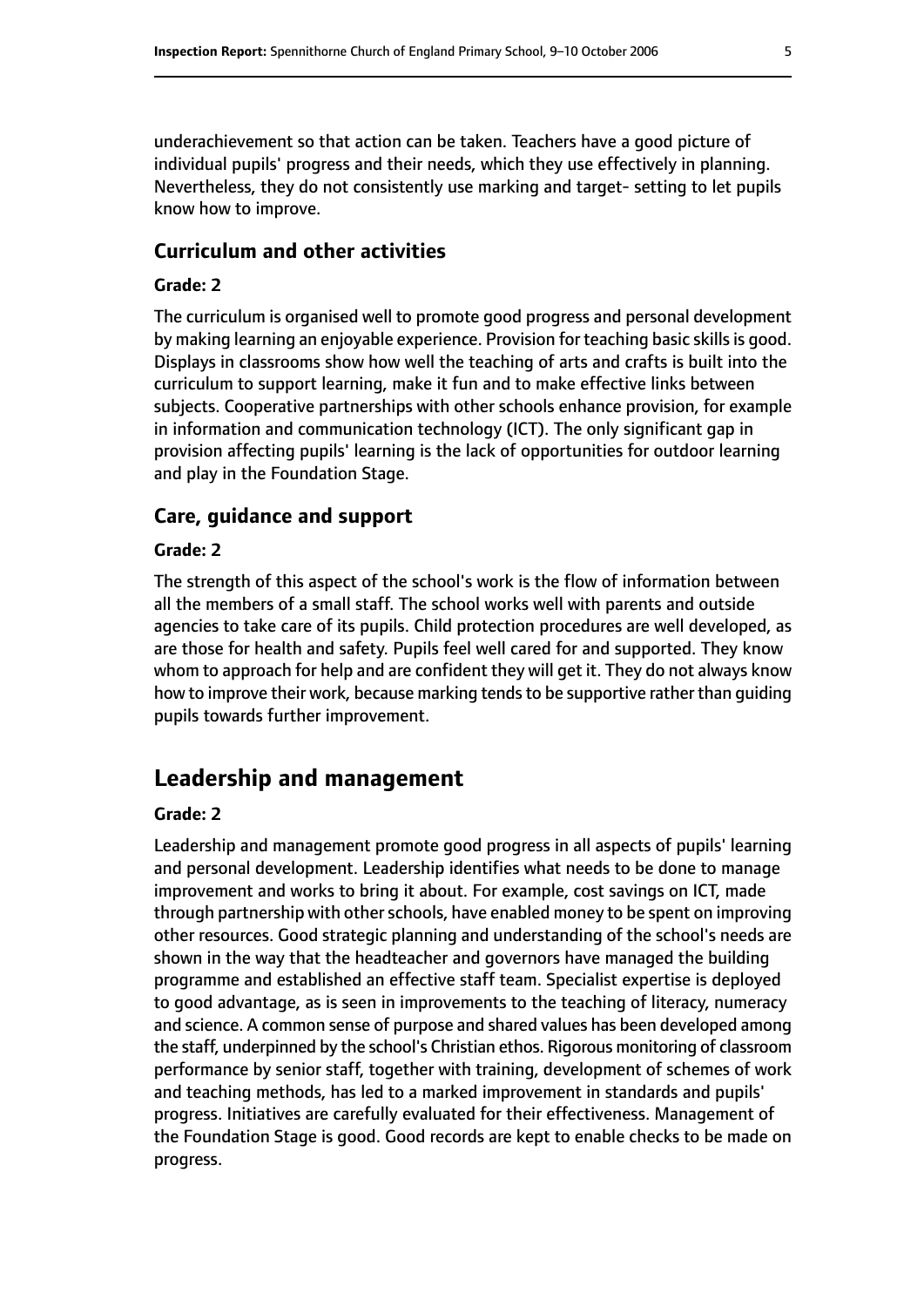underachievement so that action can be taken. Teachers have a good picture of individual pupils' progress and their needs, which they use effectively in planning. Nevertheless, they do not consistently use marking and target- setting to let pupils know how to improve.

### Curriculum and other activities

#### Grade: 2

The curriculum is organised well to promote good progress and personal development by making learning an enjoyable experience. Provision for teaching basic skills is good. Displays in classrooms show how well the teaching of arts and crafts is built into the curriculum to support learning, make it fun and to make effective links between subjects. Cooperative partnerships with other schools enhance provision, for example in information and communication technology (ICT). The only significant gap in provision affecting pupils' learning is the lack of opportunities for outdoor learning and play in the Foundation Stage.

### Care, guidance and support

#### Grade: 2

The strength of this aspect of the school's work is the flow of information between all the members of a small staff. The school works well with parents and outside agencies to take care of its pupils. Child protection procedures are well developed, as are those for health and safety. Pupils feel well cared for and supported. They know whom to approach for help and are confident they will get it. They do not always know how to improve their work, because marking tends to be supportive rather than guiding pupils towards further improvement.

## Leadership and management

#### Grade: 2

Leadership and management promote good progress in all aspects of pupils' learning and personal development. Leadership identifies what needs to be done to manage improvement and works to bring it about. For example, cost savings on ICT, made through partnership with other schools, have enabled money to be spent on improving other resources. Good strategic planning and understanding of the school's needs are shown in the way that the headteacher and governors have managed the building programme and established an effective staff team. Specialist expertise is deployed to good advantage, as is seen in improvements to the teaching of literacy, numeracy and science. A common sense of purpose and shared values has been developed among the staff, underpinned by the school's Christian ethos. Rigorous monitoring of classroom performance by senior staff, together with training, development of schemes of work and teaching methods, has led to a marked improvement in standards and pupils' progress. Initiatives are carefully evaluated for their effectiveness. Management of the Foundation Stage is good. Good records are kept to enable checks to be made on progress.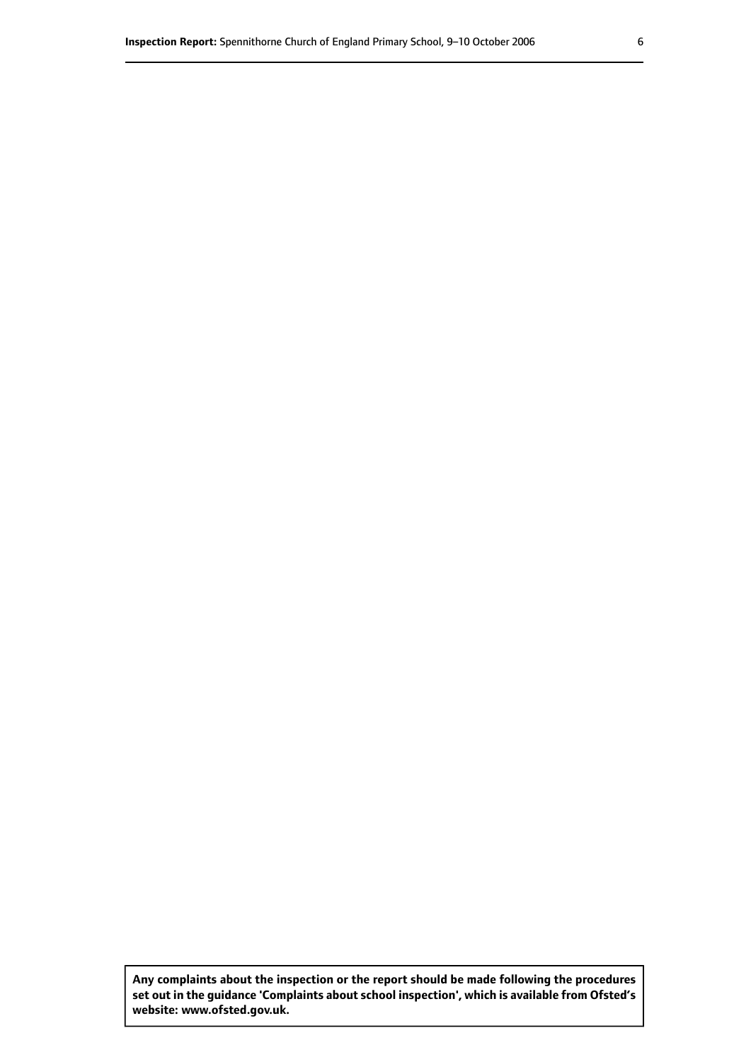**Any complaints about the inspection or the report should be made following the procedures set out in the guidance 'Complaints about school inspection', which is available from Ofsted's website: www.ofsted.gov.uk.**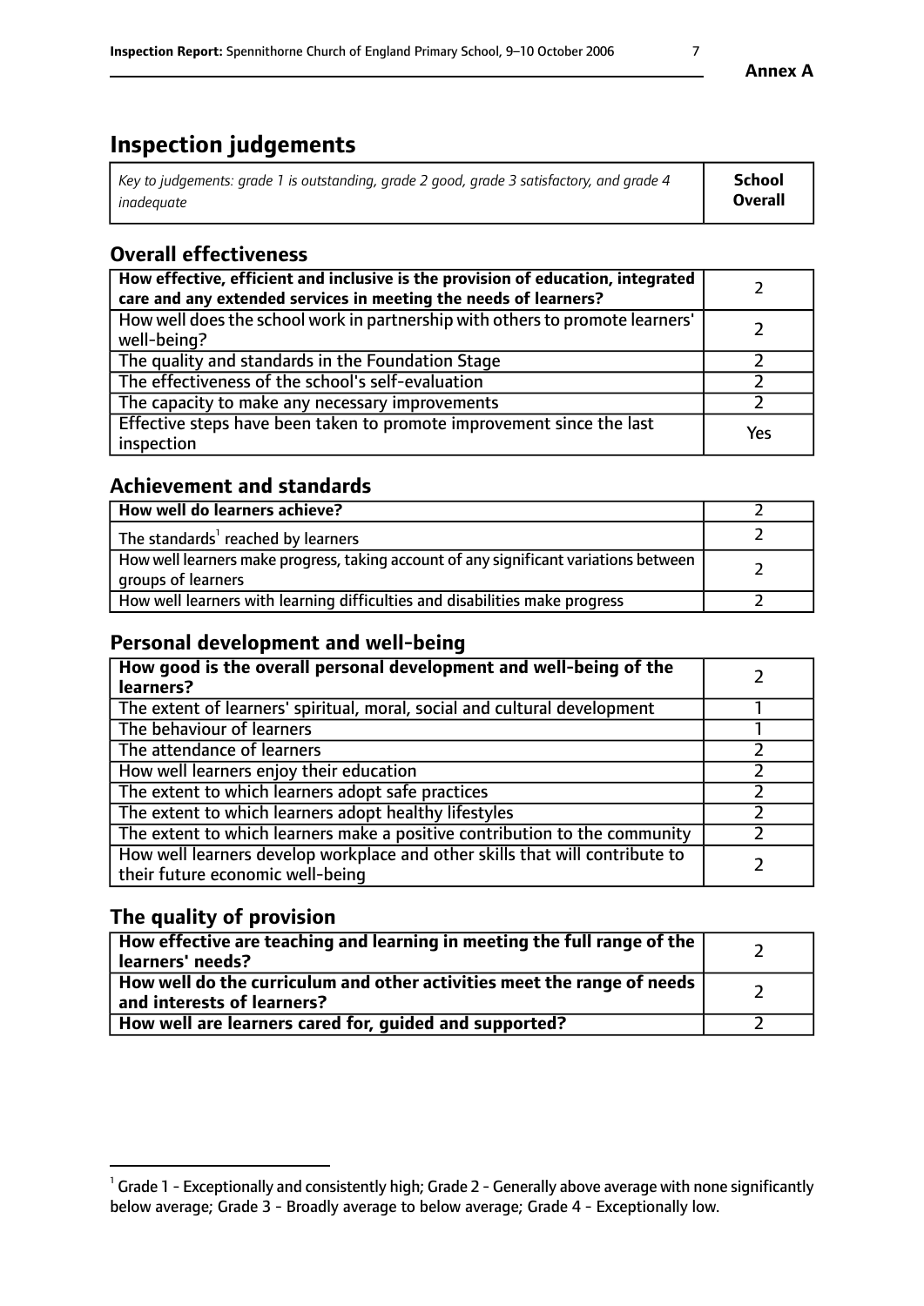# Inspection judgements

| *Key to judgements: grade 1 is outstanding, grade 2 good, grade 3 satisfactory, and grade 4 inadequate* | **School Overall** |
|---|---|

## Overall effectiveness

| | |
|---|---|
| **How effective, efficient and inclusive is the provision of education, integrated care and any extended services in meeting the needs of learners?** | 2 |
| How well does the school work in partnership with others to promote learners' well-being? | 2 |
| The quality and standards in the Foundation Stage | 2 |
| The effectiveness of the school's self-evaluation | 2 |
| The capacity to make any necessary improvements | 2 |
| Effective steps have been taken to promote improvement since the last inspection | Yes |

## Achievement and standards

| | |
|---|---|
| **How well do learners achieve?** | 2 |
| The standards[1] reached by learners | 2 |
| How well learners make progress, taking account of any significant variations between groups of learners | 2 |
| How well learners with learning difficulties and disabilities make progress | 2 |

## Personal development and well-being

| | |
|---|---|
| **How good is the overall personal development and well-being of the learners?** | 2 |
| The extent of learners' spiritual, moral, social and cultural development | 1 |
| The behaviour of learners | 1 |
| The attendance of learners | 2 |
| How well learners enjoy their education | 2 |
| The extent to which learners adopt safe practices | 2 |
| The extent to which learners adopt healthy lifestyles | 2 |
| The extent to which learners make a positive contribution to the community | 2 |
| How well learners develop workplace and other skills that will contribute to their future economic well-being | 2 |

## The quality of provision

| | |
|---|---|
| **How effective are teaching and learning in meeting the full range of the learners' needs?** | 2 |
| **How well do the curriculum and other activities meet the range of needs and interests of learners?** | 2 |
| **How well are learners cared for, guided and supported?** | 2 |

[1] Grade 1 - Exceptionally and consistently high; Grade 2 - Generally above average with none significantly below average; Grade 3 - Broadly average to below average; Grade 4 - Exceptionally low.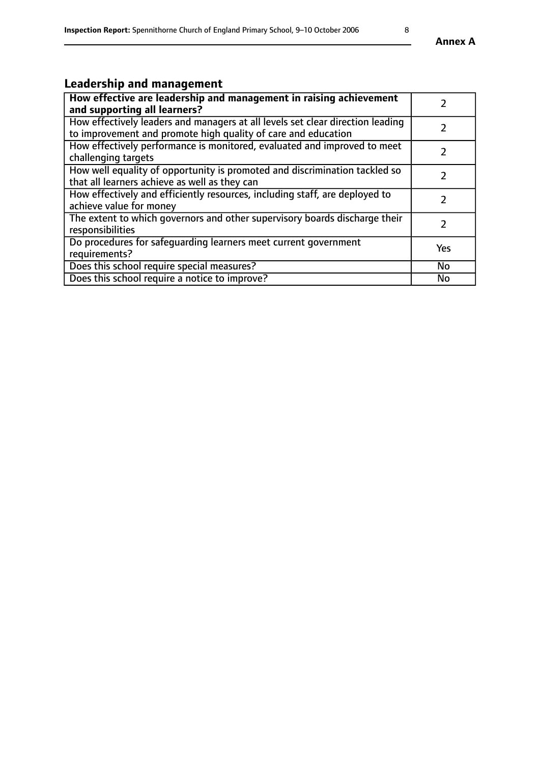## Leadership and management

| **How effective are leadership and management in raising achievement and supporting all learners?** | 2 |
|---|---|
| How effectively leaders and managers at all levels set clear direction leading to improvement and promote high quality of care and education | 2 |
| How effectively performance is monitored, evaluated and improved to meet challenging targets | 2 |
| How well equality of opportunity is promoted and discrimination tackled so that all learners achieve as well as they can | 2 |
| How effectively and efficiently resources, including staff, are deployed to achieve value for money | 2 |
| The extent to which governors and other supervisory boards discharge their responsibilities | 2 |
| Do procedures for safeguarding learners meet current government requirements? | Yes |
| Does this school require special measures? | No |
| Does this school require a notice to improve? | No |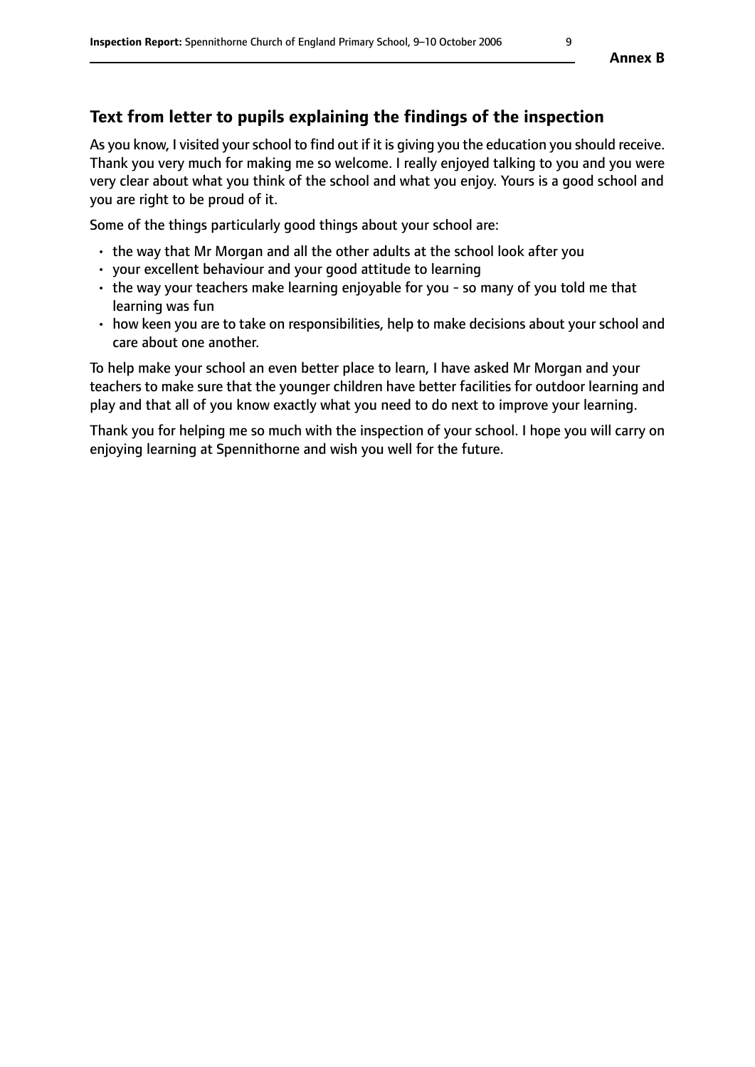## Text from letter to pupils explaining the findings of the inspection

As you know, I visited your school to find out if it is giving you the education you should receive. Thank you very much for making me so welcome. I really enjoyed talking to you and you were very clear about what you think of the school and what you enjoy. Yours is a good school and you are right to be proud of it.

Some of the things particularly good things about your school are:

- the way that Mr Morgan and all the other adults at the school look after you
- your excellent behaviour and your good attitude to learning
- the way your teachers make learning enjoyable for you - so many of you told me that learning was fun
- how keen you are to take on responsibilities, help to make decisions about your school and care about one another.

To help make your school an even better place to learn, I have asked Mr Morgan and your teachers to make sure that the younger children have better facilities for outdoor learning and play and that all of you know exactly what you need to do next to improve your learning.

Thank you for helping me so much with the inspection of your school. I hope you will carry on enjoying learning at Spennithorne and wish you well for the future.